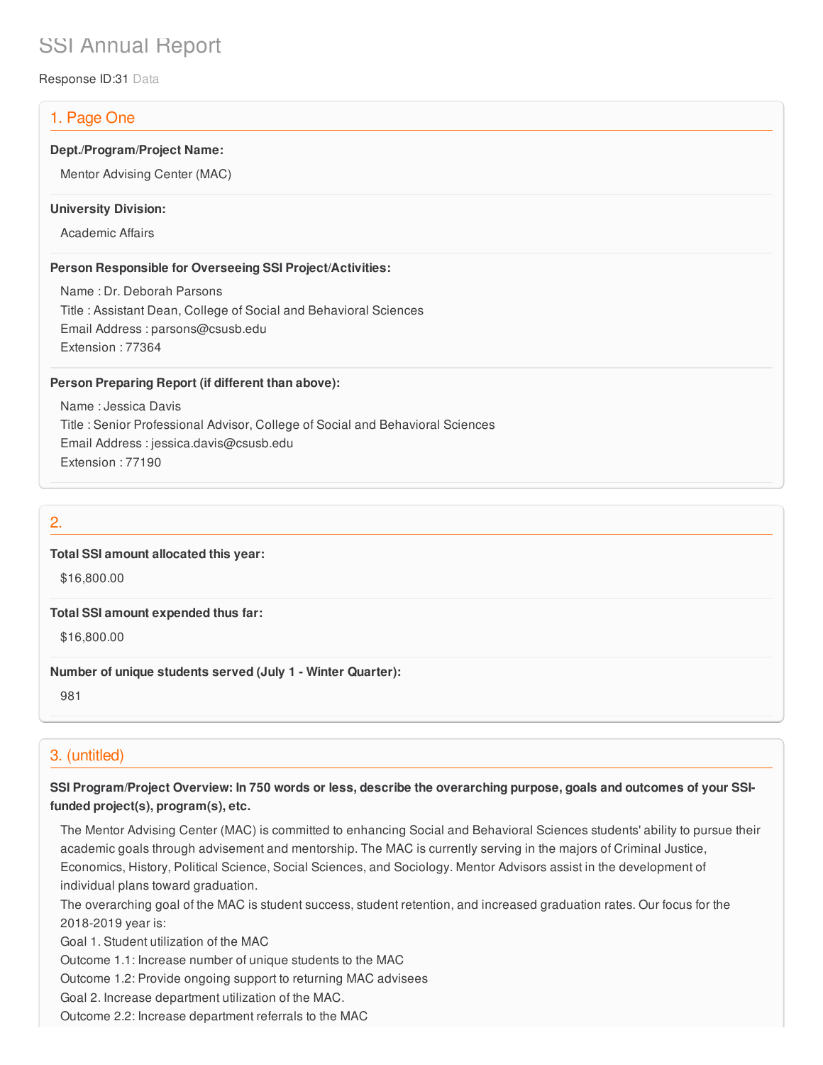# SSI Annual Report

Response ID:31 Data

## 1. Page One

**Dept./Program/Project Name:**

Mentor Advising Center (MAC)

**University Division:**

Academic Affairs

**Person Responsible for Overseeing SSI Project/Activities:**

Name : Dr. Deborah Parsons
Title : Assistant Dean, College of Social and Behavioral Sciences
Email Address : parsons@csusb.edu
Extension : 77364

**Person Preparing Report (if different than above):**

Name : Jessica Davis
Title : Senior Professional Advisor, College of Social and Behavioral Sciences
Email Address : jessica.davis@csusb.edu
Extension : 77190

## 2.

**Total SSI amount allocated this year:**

$16,800.00

**Total SSI amount expended thus far:**

$16,800.00

**Number of unique students served (July 1 - Winter Quarter):**

981

## 3. (untitled)

**SSI Program/Project Overview: In 750 words or less, describe the overarching purpose, goals and outcomes of your SSI-funded project(s), program(s), etc.**

The Mentor Advising Center (MAC) is committed to enhancing Social and Behavioral Sciences students' ability to pursue their academic goals through advisement and mentorship. The MAC is currently serving in the majors of Criminal Justice, Economics, History, Political Science, Social Sciences, and Sociology. Mentor Advisors assist in the development of individual plans toward graduation.

The overarching goal of the MAC is student success, student retention, and increased graduation rates. Our focus for the 2018-2019 year is:

Goal 1. Student utilization of the MAC
Outcome 1.1: Increase number of unique students to the MAC
Outcome 1.2: Provide ongoing support to returning MAC advisees
Goal 2. Increase department utilization of the MAC.
Outcome 2.2: Increase department referrals to the MAC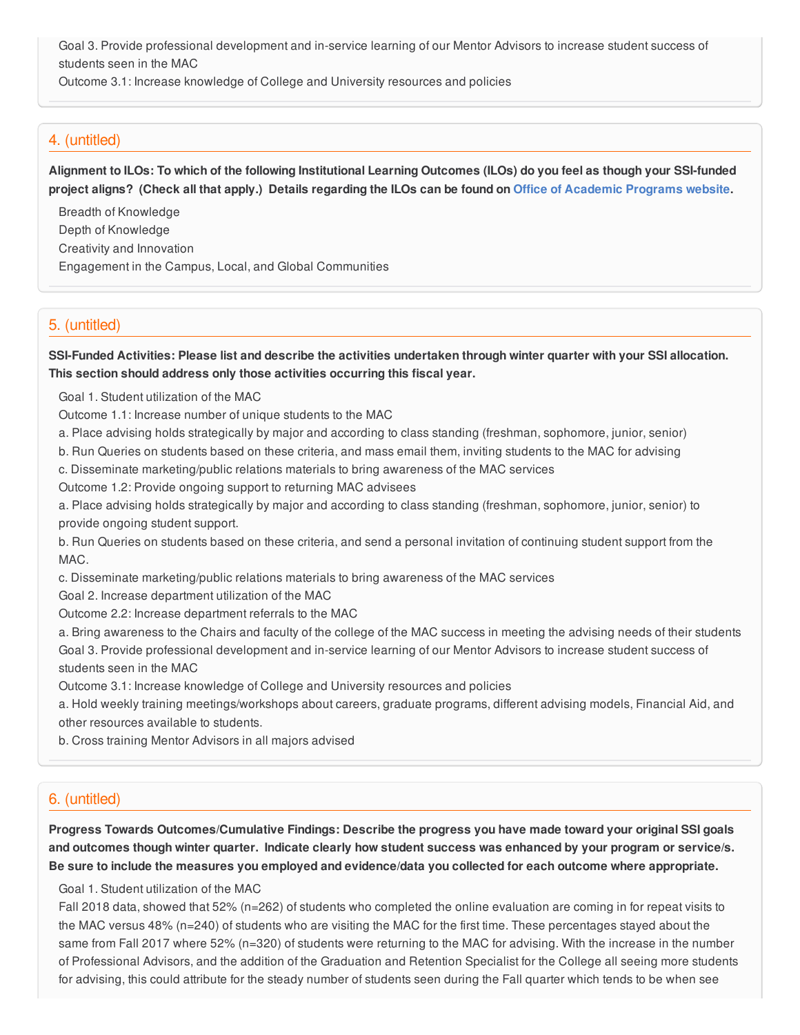Goal 3. Provide professional development and in-service learning of our Mentor Advisors to increase student success of students seen in the MAC

Outcome 3.1: Increase knowledge of College and University resources and policies

## 4. (untitled)

**Alignment to ILOs: To which of the following Institutional Learning Outcomes (ILOs) do you feel as though your SSI-funded project aligns? (Check all that apply.) Details regarding the ILOs can be found on Office of Academic Programs website.**

Breadth of Knowledge

Depth of Knowledge

Creativity and Innovation

Engagement in the Campus, Local, and Global Communities

## 5. (untitled)

**SSI-Funded Activities: Please list and describe the activities undertaken through winter quarter with your SSI allocation. This section should address only those activities occurring this fiscal year.**

Goal 1. Student utilization of the MAC

Outcome 1.1: Increase number of unique students to the MAC

a. Place advising holds strategically by major and according to class standing (freshman, sophomore, junior, senior)

b. Run Queries on students based on these criteria, and mass email them, inviting students to the MAC for advising

c. Disseminate marketing/public relations materials to bring awareness of the MAC services

Outcome 1.2: Provide ongoing support to returning MAC advisees

a. Place advising holds strategically by major and according to class standing (freshman, sophomore, junior, senior) to provide ongoing student support.

b. Run Queries on students based on these criteria, and send a personal invitation of continuing student support from the MAC.

c. Disseminate marketing/public relations materials to bring awareness of the MAC services

Goal 2. Increase department utilization of the MAC

Outcome 2.2: Increase department referrals to the MAC

a. Bring awareness to the Chairs and faculty of the college of the MAC success in meeting the advising needs of their students

Goal 3. Provide professional development and in-service learning of our Mentor Advisors to increase student success of students seen in the MAC

Outcome 3.1: Increase knowledge of College and University resources and policies

a. Hold weekly training meetings/workshops about careers, graduate programs, different advising models, Financial Aid, and other resources available to students.

b. Cross training Mentor Advisors in all majors advised

## 6. (untitled)

**Progress Towards Outcomes/Cumulative Findings: Describe the progress you have made toward your original SSI goals and outcomes though winter quarter. Indicate clearly how student success was enhanced by your program or service/s. Be sure to include the measures you employed and evidence/data you collected for each outcome where appropriate.**

Goal 1. Student utilization of the MAC

Fall 2018 data, showed that 52% (n=262) of students who completed the online evaluation are coming in for repeat visits to the MAC versus 48% (n=240) of students who are visiting the MAC for the first time. These percentages stayed about the same from Fall 2017 where 52% (n=320) of students were returning to the MAC for advising. With the increase in the number of Professional Advisors, and the addition of the Graduation and Retention Specialist for the College all seeing more students for advising, this could attribute for the steady number of students seen during the Fall quarter which tends to be when see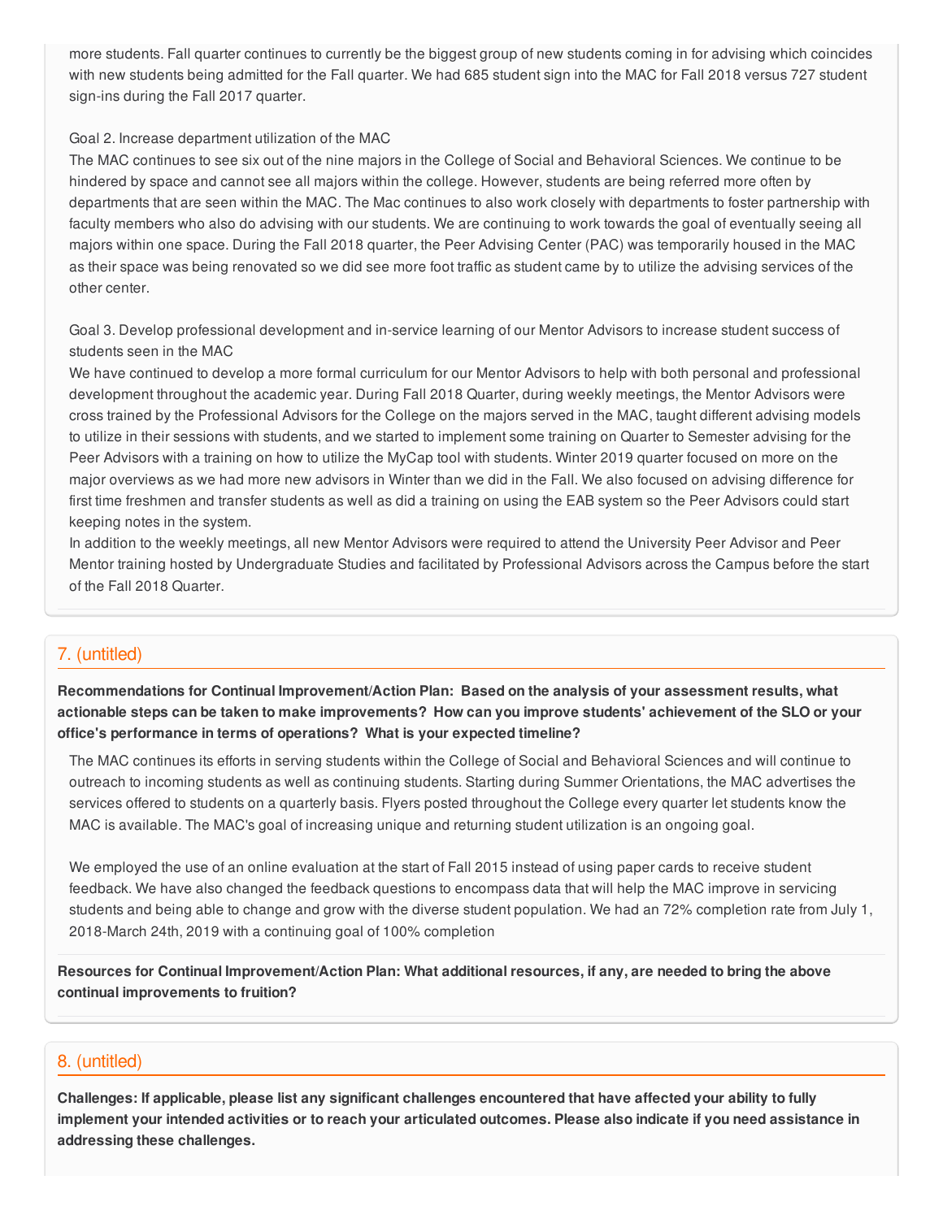more students. Fall quarter continues to currently be the biggest group of new students coming in for advising which coincides with new students being admitted for the Fall quarter. We had 685 student sign into the MAC for Fall 2018 versus 727 student sign-ins during the Fall 2017 quarter.

Goal 2. Increase department utilization of the MAC
The MAC continues to see six out of the nine majors in the College of Social and Behavioral Sciences. We continue to be hindered by space and cannot see all majors within the college. However, students are being referred more often by departments that are seen within the MAC. The Mac continues to also work closely with departments to foster partnership with faculty members who also do advising with our students. We are continuing to work towards the goal of eventually seeing all majors within one space. During the Fall 2018 quarter, the Peer Advising Center (PAC) was temporarily housed in the MAC as their space was being renovated so we did see more foot traffic as student came by to utilize the advising services of the other center.

Goal 3. Develop professional development and in-service learning of our Mentor Advisors to increase student success of students seen in the MAC
We have continued to develop a more formal curriculum for our Mentor Advisors to help with both personal and professional development throughout the academic year. During Fall 2018 Quarter, during weekly meetings, the Mentor Advisors were cross trained by the Professional Advisors for the College on the majors served in the MAC, taught different advising models to utilize in their sessions with students, and we started to implement some training on Quarter to Semester advising for the Peer Advisors with a training on how to utilize the MyCap tool with students. Winter 2019 quarter focused on more on the major overviews as we had more new advisors in Winter than we did in the Fall. We also focused on advising difference for first time freshmen and transfer students as well as did a training on using the EAB system so the Peer Advisors could start keeping notes in the system.
In addition to the weekly meetings, all new Mentor Advisors were required to attend the University Peer Advisor and Peer Mentor training hosted by Undergraduate Studies and facilitated by Professional Advisors across the Campus before the start of the Fall 2018 Quarter.

## 7. (untitled)

**Recommendations for Continual Improvement/Action Plan: Based on the analysis of your assessment results, what actionable steps can be taken to make improvements? How can you improve students' achievement of the SLO or your office's performance in terms of operations? What is your expected timeline?**

The MAC continues its efforts in serving students within the College of Social and Behavioral Sciences and will continue to outreach to incoming students as well as continuing students. Starting during Summer Orientations, the MAC advertises the services offered to students on a quarterly basis. Flyers posted throughout the College every quarter let students know the MAC is available. The MAC's goal of increasing unique and returning student utilization is an ongoing goal.

We employed the use of an online evaluation at the start of Fall 2015 instead of using paper cards to receive student feedback. We have also changed the feedback questions to encompass data that will help the MAC improve in servicing students and being able to change and grow with the diverse student population. We had an 72% completion rate from July 1, 2018-March 24th, 2019 with a continuing goal of 100% completion

**Resources for Continual Improvement/Action Plan: What additional resources, if any, are needed to bring the above continual improvements to fruition?**

## 8. (untitled)

**Challenges: If applicable, please list any significant challenges encountered that have affected your ability to fully implement your intended activities or to reach your articulated outcomes. Please also indicate if you need assistance in addressing these challenges.**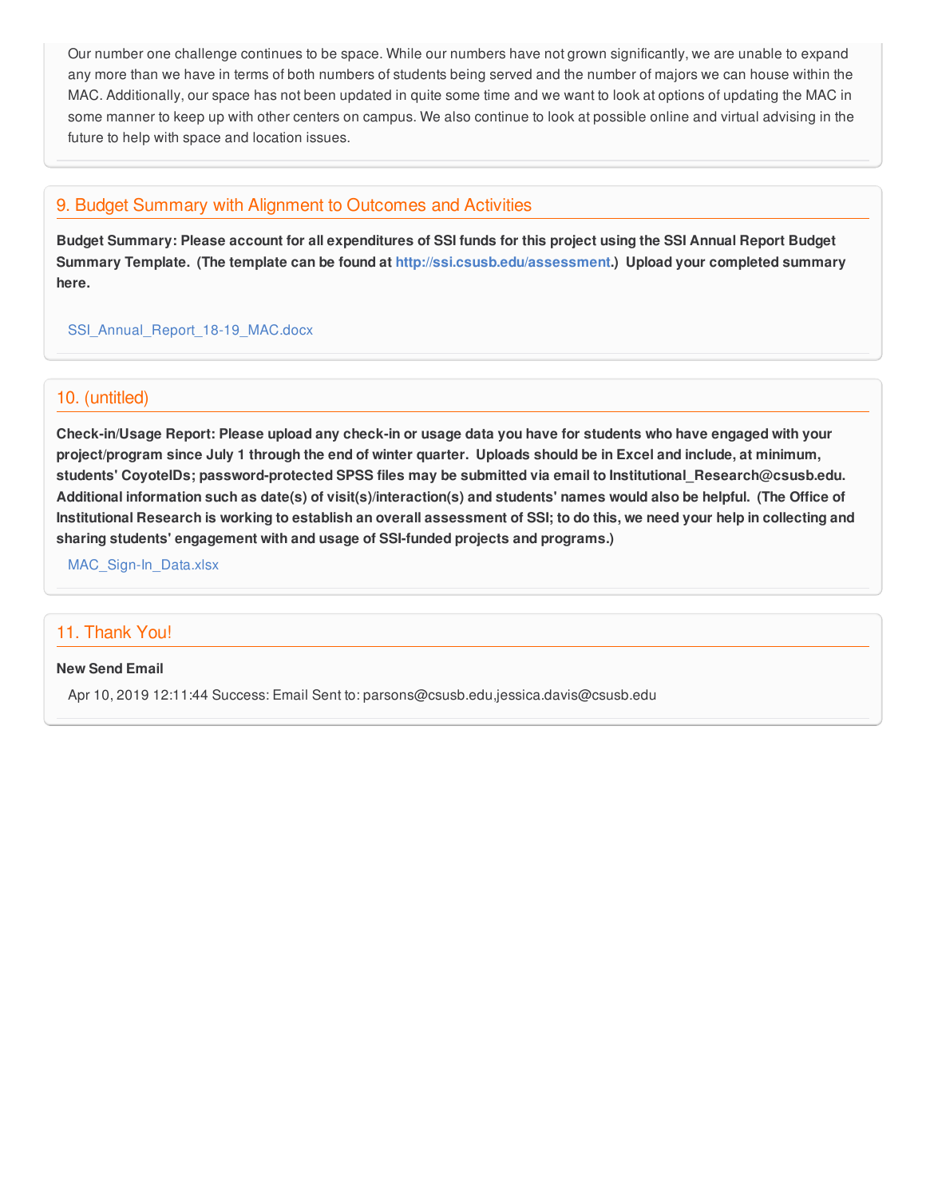Our number one challenge continues to be space. While our numbers have not grown significantly, we are unable to expand any more than we have in terms of both numbers of students being served and the number of majors we can house within the MAC. Additionally, our space has not been updated in quite some time and we want to look at options of updating the MAC in some manner to keep up with other centers on campus. We also continue to look at possible online and virtual advising in the future to help with space and location issues.

## 9. Budget Summary with Alignment to Outcomes and Activities

**Budget Summary: Please account for all expenditures of SSI funds for this project using the SSI Annual Report Budget Summary Template. (The template can be found at http://ssi.csusb.edu/assessment.) Upload your completed summary here.**

SSI_Annual_Report_18-19_MAC.docx

## 10. (untitled)

**Check-in/Usage Report: Please upload any check-in or usage data you have for students who have engaged with your project/program since July 1 through the end of winter quarter. Uploads should be in Excel and include, at minimum, students' CoyoteIDs; password-protected SPSS files may be submitted via email to Institutional_Research@csusb.edu. Additional information such as date(s) of visit(s)/interaction(s) and students' names would also be helpful. (The Office of Institutional Research is working to establish an overall assessment of SSI; to do this, we need your help in collecting and sharing students' engagement with and usage of SSI-funded projects and programs.)**

MAC_Sign-In_Data.xlsx

## 11. Thank You!

**New Send Email**

Apr 10, 2019 12:11:44 Success: Email Sent to: parsons@csusb.edu,jessica.davis@csusb.edu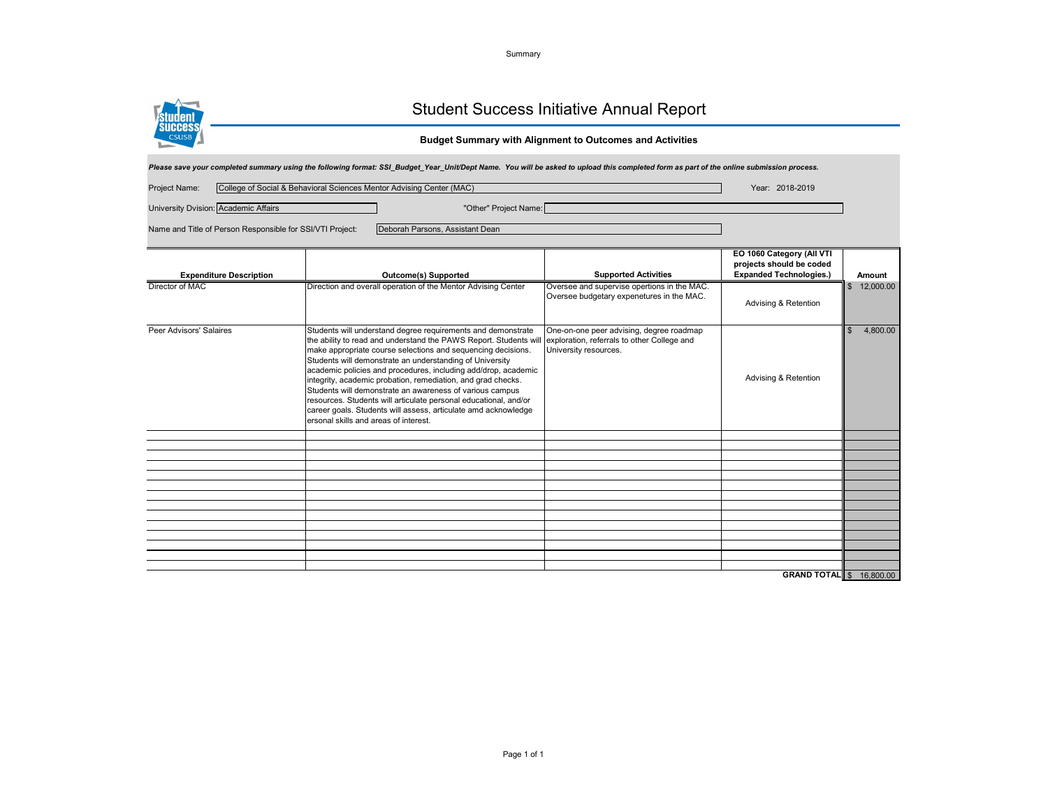# Student Success Initiative Annual Report

**Budget Summary with Alignment to Outcomes and Activities**

***Please save your completed summary using the following format: SSI_Budget_Year_Unit/Dept Name. You will be asked to upload this completed form as part of the online submission process.***

Project Name: College of Social & Behavioral Sciences Mentor Advising Center (MAC)

Year: 2018-2019

University Dvision: Academic Affairs

"Other" Project Name:

Name and Title of Person Responsible for SSI/VTI Project: Deborah Parsons, Assistant Dean

| Expenditure Description | Outcome(s) Supported | Supported Activities | EO 1060 Category (All VTI projects should be coded Expanded Technologies.) | Amount |
|---|---|---|---|---|
| Director of MAC | Direction and overall operation of the Mentor Advising Center | Oversee and supervise opertions in the MAC. Oversee budgetary expenetures in the MAC. | Advising & Retention | $ 12,000.00 |
| Peer Advisors' Salaires | Students will understand degree requirements and demonstrate the ability to read and understand the PAWS Report. Students will make appropriate course selections and sequencing decisions. Students will demonstrate an understanding of University academic policies and procedures, including add/drop, academic integrity, academic probation, remediation, and grad checks. Students will demonstrate an awareness of various campus resources. Students will articulate personal educational, and/or career goals. Students will assess, articulate amd acknowledge ersonal skills and areas of interest. | One-on-one peer advising, degree roadmap exploration, referrals to other College and University resources. | Advising & Retention | $ 4,800.00 |
| | | | | |
| | | | | |
| | | | | |
| | | | | |
| | | | | |
| | | | | |
| | | | | |
| | | | | |
| | | | | |
| | | | | |
| | | | | |
| | | | | |
| | | | | |
| | | | **GRAND TOTAL** | $ 16,800.00 |